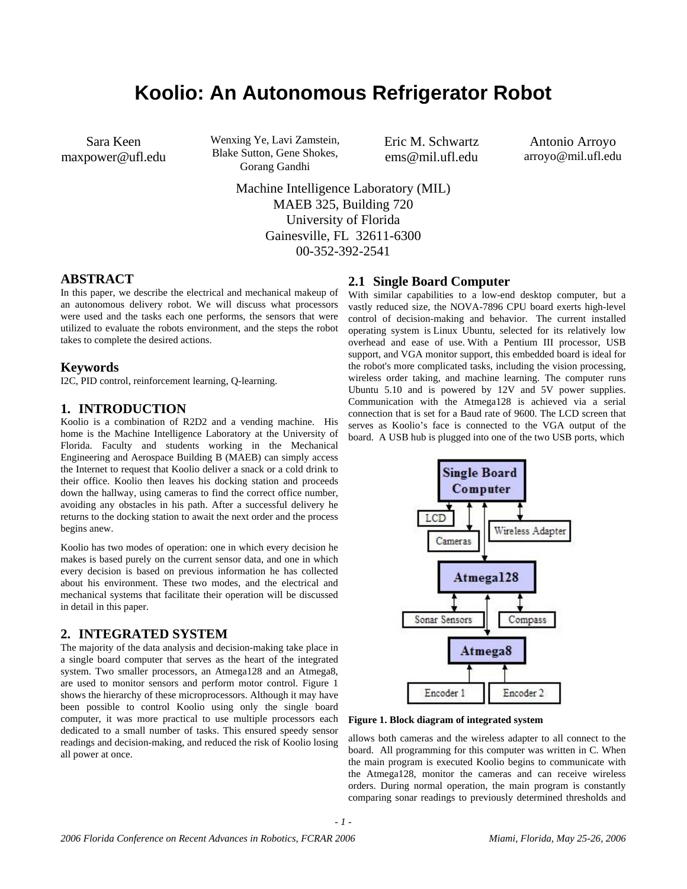# Koolio: An Autonomous Refrigerator Robot

Sara Keen
maxpower@ufl.edu

Wenxing Ye, Lavi Zamstein, Blake Sutton, Gene Shokes, Gorang Gandhi

Eric M. Schwartz
ems@mil.ufl.edu

Antonio Arroyo
arroyo@mil.ufl.edu

Machine Intelligence Laboratory (MIL)
MAEB 325, Building 720
University of Florida
Gainesville, FL 32611-6300
00-352-392-2541

## ABSTRACT

In this paper, we describe the electrical and mechanical makeup of an autonomous delivery robot. We will discuss what processors were used and the tasks each one performs, the sensors that were utilized to evaluate the robots environment, and the steps the robot takes to complete the desired actions.

### Keywords

I2C, PID control, reinforcement learning, Q-learning.

## 1. INTRODUCTION

Koolio is a combination of R2D2 and a vending machine. His home is the Machine Intelligence Laboratory at the University of Florida. Faculty and students working in the Mechanical Engineering and Aerospace Building B (MAEB) can simply access the Internet to request that Koolio deliver a snack or a cold drink to their office. Koolio then leaves his docking station and proceeds down the hallway, using cameras to find the correct office number, avoiding any obstacles in his path. After a successful delivery he returns to the docking station to await the next order and the process begins anew.

Koolio has two modes of operation: one in which every decision he makes is based purely on the current sensor data, and one in which every decision is based on previous information he has collected about his environment. These two modes, and the electrical and mechanical systems that facilitate their operation will be discussed in detail in this paper.

## 2. INTEGRATED SYSTEM

The majority of the data analysis and decision-making take place in a single board computer that serves as the heart of the integrated system. Two smaller processors, an Atmega128 and an Atmega8, are used to monitor sensors and perform motor control. Figure 1 shows the hierarchy of these microprocessors. Although it may have been possible to control Koolio using only the single board computer, it was more practical to use multiple processors each dedicated to a small number of tasks. This ensured speedy sensor readings and decision-making, and reduced the risk of Koolio losing all power at once.

### 2.1 Single Board Computer

With similar capabilities to a low-end desktop computer, but a vastly reduced size, the NOVA-7896 CPU board exerts high-level control of decision-making and behavior. The current installed operating system is Linux Ubuntu, selected for its relatively low overhead and ease of use. With a Pentium III processor, USB support, and VGA monitor support, this embedded board is ideal for the robot's more complicated tasks, including the vision processing, wireless order taking, and machine learning. The computer runs Ubuntu 5.10 and is powered by 12V and 5V power supplies. Communication with the Atmega128 is achieved via a serial connection that is set for a Baud rate of 9600. The LCD screen that serves as Koolio's face is connected to the VGA output of the board. A USB hub is plugged into one of the two USB ports, which

Single Board Computer
LCD
Cameras
Wireless Adapter
Atmega128
Sonar Sensors
Compass
Atmega8
Encoder 1
Encoder 2

**Figure 1. Block diagram of integrated system**

allows both cameras and the wireless adapter to all connect to the board. All programming for this computer was written in C. When the main program is executed Koolio begins to communicate with the Atmega128, monitor the cameras and can receive wireless orders. During normal operation, the main program is constantly comparing sonar readings to previously determined thresholds and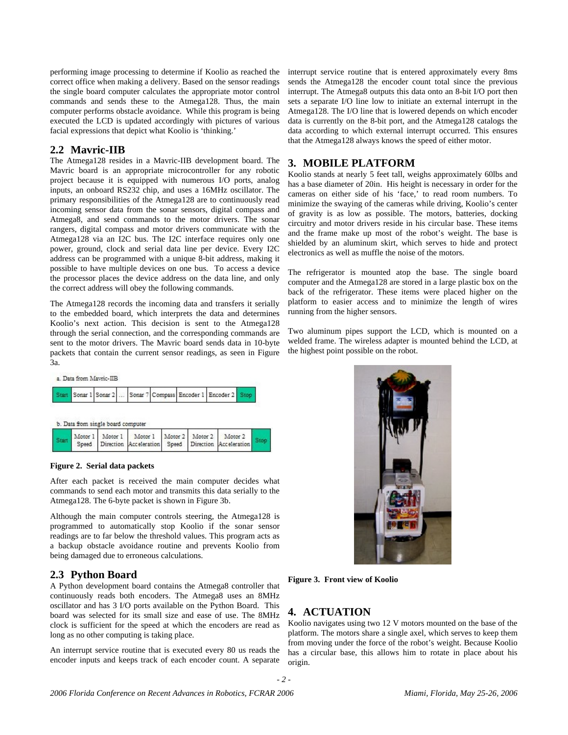performing image processing to determine if Koolio as reached the correct office when making a delivery. Based on the sensor readings the single board computer calculates the appropriate motor control commands and sends these to the Atmega128. Thus, the main computer performs obstacle avoidance. While this program is being executed the LCD is updated accordingly with pictures of various facial expressions that depict what Koolio is 'thinking.'

## 2.2 Mavric-IIB

The Atmega128 resides in a Mavric-IIB development board. The Mavric board is an appropriate microcontroller for any robotic project because it is equipped with numerous I/O ports, analog inputs, an onboard RS232 chip, and uses a 16MHz oscillator. The primary responsibilities of the Atmega128 are to continuously read incoming sensor data from the sonar sensors, digital compass and Atmega8, and send commands to the motor drivers. The sonar rangers, digital compass and motor drivers communicate with the Atmega128 via an I2C bus. The I2C interface requires only one power, ground, clock and serial data line per device. Every I2C address can be programmed with a unique 8-bit address, making it possible to have multiple devices on one bus. To access a device the processor places the device address on the data line, and only the correct address will obey the following commands.

The Atmega128 records the incoming data and transfers it serially to the embedded board, which interprets the data and determines Koolio's next action. This decision is sent to the Atmega128 through the serial connection, and the corresponding commands are sent to the motor drivers. The Mavric board sends data in 10-byte packets that contain the current sensor readings, as seen in Figure 3a.

a. Data from Mavric-IIB

| | | | | | | | | |
|---|---|---|---|---|---|---|---|---|
| Start | Sonar 1 | Sonar 2 | ... | Sonar 7 | Compass | Encoder 1 | Encoder 2 | Stop |

b. Data from single board computer

| | | | | | | | |
|---|---|---|---|---|---|---|---|
| Start | Motor 1 Speed | Motor 1 Direction | Motor 1 Acceleration | Motor 2 Speed | Motor 2 Direction | Motor 2 Acceleration | Stop |

**Figure 2. Serial data packets**

After each packet is received the main computer decides what commands to send each motor and transmits this data serially to the Atmega128. The 6-byte packet is shown in Figure 3b.

Although the main computer controls steering, the Atmega128 is programmed to automatically stop Koolio if the sonar sensor readings are to far below the threshold values. This program acts as a backup obstacle avoidance routine and prevents Koolio from being damaged due to erroneous calculations.

## 2.3 Python Board

A Python development board contains the Atmega8 controller that continuously reads both encoders. The Atmega8 uses an 8MHz oscillator and has 3 I/O ports available on the Python Board. This board was selected for its small size and ease of use. The 8MHz clock is sufficient for the speed at which the encoders are read as long as no other computing is taking place.

An interrupt service routine that is executed every 80 us reads the encoder inputs and keeps track of each encoder count. A separate interrupt service routine that is entered approximately every 8ms sends the Atmega128 the encoder count total since the previous interrupt. The Atmega8 outputs this data onto an 8-bit I/O port then sets a separate I/O line low to initiate an external interrupt in the Atmega128. The I/O line that is lowered depends on which encoder data is currently on the 8-bit port, and the Atmega128 catalogs the data according to which external interrupt occurred. This ensures that the Atmega128 always knows the speed of either motor.

# 3. MOBILE PLATFORM

Koolio stands at nearly 5 feet tall, weighs approximately 60lbs and has a base diameter of 20in. His height is necessary in order for the cameras on either side of his 'face,' to read room numbers. To minimize the swaying of the cameras while driving, Koolio's center of gravity is as low as possible. The motors, batteries, docking circuitry and motor drivers reside in his circular base. These items and the frame make up most of the robot's weight. The base is shielded by an aluminum skirt, which serves to hide and protect electronics as well as muffle the noise of the motors.

The refrigerator is mounted atop the base. The single board computer and the Atmega128 are stored in a large plastic box on the back of the refrigerator. These items were placed higher on the platform to easier access and to minimize the length of wires running from the higher sensors.

Two aluminum pipes support the LCD, which is mounted on a welded frame. The wireless adapter is mounted behind the LCD, at the highest point possible on the robot.

**Figure 3. Front view of Koolio**

# 4. ACTUATION

Koolio navigates using two 12 V motors mounted on the base of the platform. The motors share a single axel, which serves to keep them from moving under the force of the robot's weight. Because Koolio has a circular base, this allows him to rotate in place about his origin.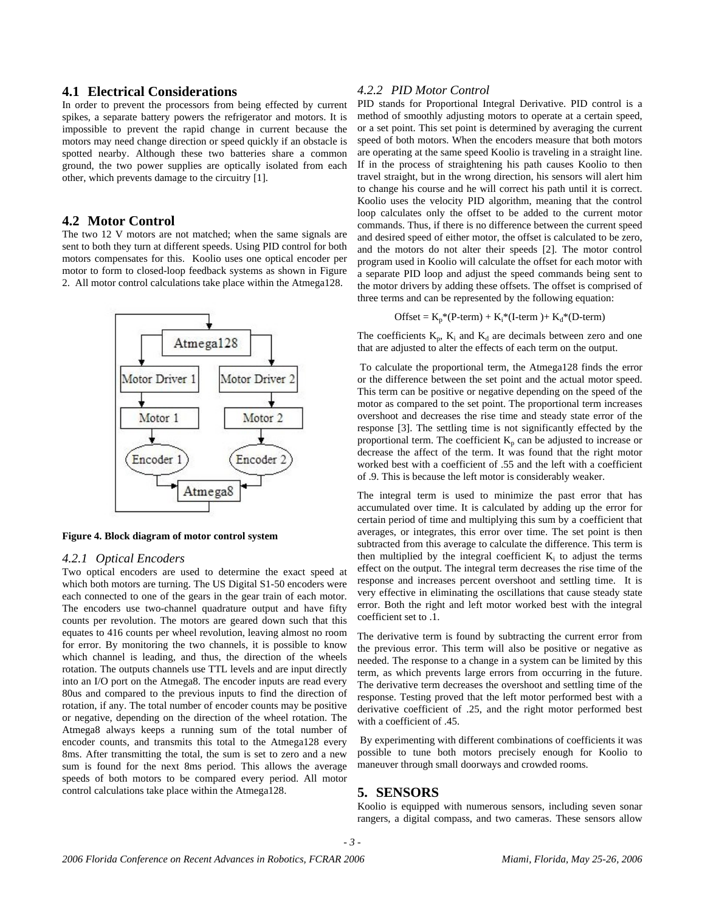## 4.1 Electrical Considerations

In order to prevent the processors from being effected by current spikes, a separate battery powers the refrigerator and motors. It is impossible to prevent the rapid change in current because the motors may need change direction or speed quickly if an obstacle is spotted nearby. Although these two batteries share a common ground, the two power supplies are optically isolated from each other, which prevents damage to the circuitry [1].

## 4.2 Motor Control

The two 12 V motors are not matched; when the same signals are sent to both they turn at different speeds. Using PID control for both motors compensates for this. Koolio uses one optical encoder per motor to form to closed-loop feedback systems as shown in Figure 2. All motor control calculations take place within the Atmega128.

Atmega128

Motor Driver 1

Motor Driver 2

Motor 1

Motor 2

Encoder 1

Encoder 2

Atmega8

**Figure 4. Block diagram of motor control system**

### *4.2.1 Optical Encoders*

Two optical encoders are used to determine the exact speed at which both motors are turning. The US Digital S1-50 encoders were each connected to one of the gears in the gear train of each motor. The encoders use two-channel quadrature output and have fifty counts per revolution. The motors are geared down such that this equates to 416 counts per wheel revolution, leaving almost no room for error. By monitoring the two channels, it is possible to know which channel is leading, and thus, the direction of the wheels rotation. The outputs channels use TTL levels and are input directly into an I/O port on the Atmega8. The encoder inputs are read every 80us and compared to the previous inputs to find the direction of rotation, if any. The total number of encoder counts may be positive or negative, depending on the direction of the wheel rotation. The Atmega8 always keeps a running sum of the total number of encoder counts, and transmits this total to the Atmega128 every 8ms. After transmitting the total, the sum is set to zero and a new sum is found for the next 8ms period. This allows the average speeds of both motors to be compared every period. All motor control calculations take place within the Atmega128.

### *4.2.2 PID Motor Control*

PID stands for Proportional Integral Derivative. PID control is a method of smoothly adjusting motors to operate at a certain speed, or a set point. This set point is determined by averaging the current speed of both motors. When the encoders measure that both motors are operating at the same speed Koolio is traveling in a straight line. If in the process of straightening his path causes Koolio to then travel straight, but in the wrong direction, his sensors will alert him to change his course and he will correct his path until it is correct. Koolio uses the velocity PID algorithm, meaning that the control loop calculates only the offset to be added to the current motor commands. Thus, if there is no difference between the current speed and desired speed of either motor, the offset is calculated to be zero, and the motors do not alter their speeds [2]. The motor control program used in Koolio will calculate the offset for each motor with a separate PID loop and adjust the speed commands being sent to the motor drivers by adding these offsets. The offset is comprised of three terms and can be represented by the following equation:

$$\text{Offset} = K_p\text{*(P-term)} + K_i\text{*(I-term )} + K_d\text{*(D-term)}$$

The coefficients $K_p$, $K_i$ and $K_d$ are decimals between zero and one that are adjusted to alter the effects of each term on the output.

To calculate the proportional term, the Atmega128 finds the error or the difference between the set point and the actual motor speed. This term can be positive or negative depending on the speed of the motor as compared to the set point. The proportional term increases overshoot and decreases the rise time and steady state error of the response [3]. The settling time is not significantly effected by the proportional term. The coefficient $K_p$ can be adjusted to increase or decrease the affect of the term. It was found that the right motor worked best with a coefficient of .55 and the left with a coefficient of .9. This is because the left motor is considerably weaker.

The integral term is used to minimize the past error that has accumulated over time. It is calculated by adding up the error for certain period of time and multiplying this sum by a coefficient that averages, or integrates, this error over time. The set point is then subtracted from this average to calculate the difference. This term is then multiplied by the integral coefficient $K_i$ to adjust the terms effect on the output. The integral term decreases the rise time of the response and increases percent overshoot and settling time. It is very effective in eliminating the oscillations that cause steady state error. Both the right and left motor worked best with the integral coefficient set to .1.

The derivative term is found by subtracting the current error from the previous error. This term will also be positive or negative as needed. The response to a change in a system can be limited by this term, as which prevents large errors from occurring in the future. The derivative term decreases the overshoot and settling time of the response. Testing proved that the left motor performed best with a derivative coefficient of .25, and the right motor performed best with a coefficient of .45.

By experimenting with different combinations of coefficients it was possible to tune both motors precisely enough for Koolio to maneuver through small doorways and crowded rooms.

## 5. SENSORS

Koolio is equipped with numerous sensors, including seven sonar rangers, a digital compass, and two cameras. These sensors allow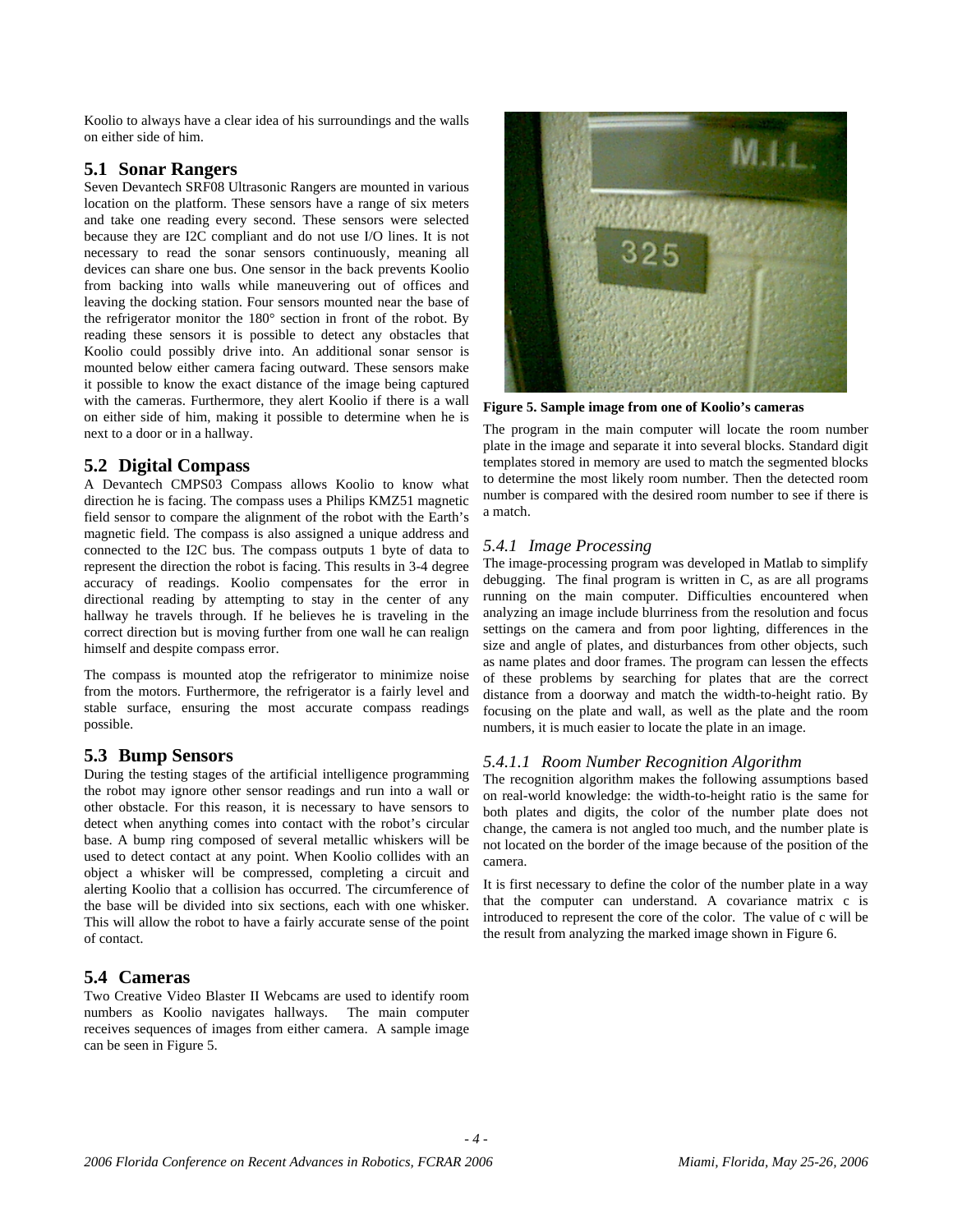Koolio to always have a clear idea of his surroundings and the walls on either side of him.

## 5.1 Sonar Rangers

Seven Devantech SRF08 Ultrasonic Rangers are mounted in various location on the platform. These sensors have a range of six meters and take one reading every second. These sensors were selected because they are I2C compliant and do not use I/O lines. It is not necessary to read the sonar sensors continuously, meaning all devices can share one bus. One sensor in the back prevents Koolio from backing into walls while maneuvering out of offices and leaving the docking station. Four sensors mounted near the base of the refrigerator monitor the 180° section in front of the robot. By reading these sensors it is possible to detect any obstacles that Koolio could possibly drive into. An additional sonar sensor is mounted below either camera facing outward. These sensors make it possible to know the exact distance of the image being captured with the cameras. Furthermore, they alert Koolio if there is a wall on either side of him, making it possible to determine when he is next to a door or in a hallway.

## 5.2 Digital Compass

A Devantech CMPS03 Compass allows Koolio to know what direction he is facing. The compass uses a Philips KMZ51 magnetic field sensor to compare the alignment of the robot with the Earth's magnetic field. The compass is also assigned a unique address and connected to the I2C bus. The compass outputs 1 byte of data to represent the direction the robot is facing. This results in 3-4 degree accuracy of readings. Koolio compensates for the error in directional reading by attempting to stay in the center of any hallway he travels through. If he believes he is traveling in the correct direction but is moving further from one wall he can realign himself and despite compass error.

The compass is mounted atop the refrigerator to minimize noise from the motors. Furthermore, the refrigerator is a fairly level and stable surface, ensuring the most accurate compass readings possible.

## 5.3 Bump Sensors

During the testing stages of the artificial intelligence programming the robot may ignore other sensor readings and run into a wall or other obstacle. For this reason, it is necessary to have sensors to detect when anything comes into contact with the robot's circular base. A bump ring composed of several metallic whiskers will be used to detect contact at any point. When Koolio collides with an object a whisker will be compressed, completing a circuit and alerting Koolio that a collision has occurred. The circumference of the base will be divided into six sections, each with one whisker. This will allow the robot to have a fairly accurate sense of the point of contact.

## 5.4 Cameras

Two Creative Video Blaster II Webcams are used to identify room numbers as Koolio navigates hallways. The main computer receives sequences of images from either camera. A sample image can be seen in Figure 5.

**Figure 5. Sample image from one of Koolio's cameras**

The program in the main computer will locate the room number plate in the image and separate it into several blocks. Standard digit templates stored in memory are used to match the segmented blocks to determine the most likely room number. Then the detected room number is compared with the desired room number to see if there is a match.

### *5.4.1 Image Processing*

The image-processing program was developed in Matlab to simplify debugging. The final program is written in C, as are all programs running on the main computer. Difficulties encountered when analyzing an image include blurriness from the resolution and focus settings on the camera and from poor lighting, differences in the size and angle of plates, and disturbances from other objects, such as name plates and door frames. The program can lessen the effects of these problems by searching for plates that are the correct distance from a doorway and match the width-to-height ratio. By focusing on the plate and wall, as well as the plate and the room numbers, it is much easier to locate the plate in an image.

#### *5.4.1.1 Room Number Recognition Algorithm*

The recognition algorithm makes the following assumptions based on real-world knowledge: the width-to-height ratio is the same for both plates and digits, the color of the number plate does not change, the camera is not angled too much, and the number plate is not located on the border of the image because of the position of the camera.

It is first necessary to define the color of the number plate in a way that the computer can understand. A covariance matrix $c$ is introduced to represent the core of the color. The value of $c$ will be the result from analyzing the marked image shown in Figure 6.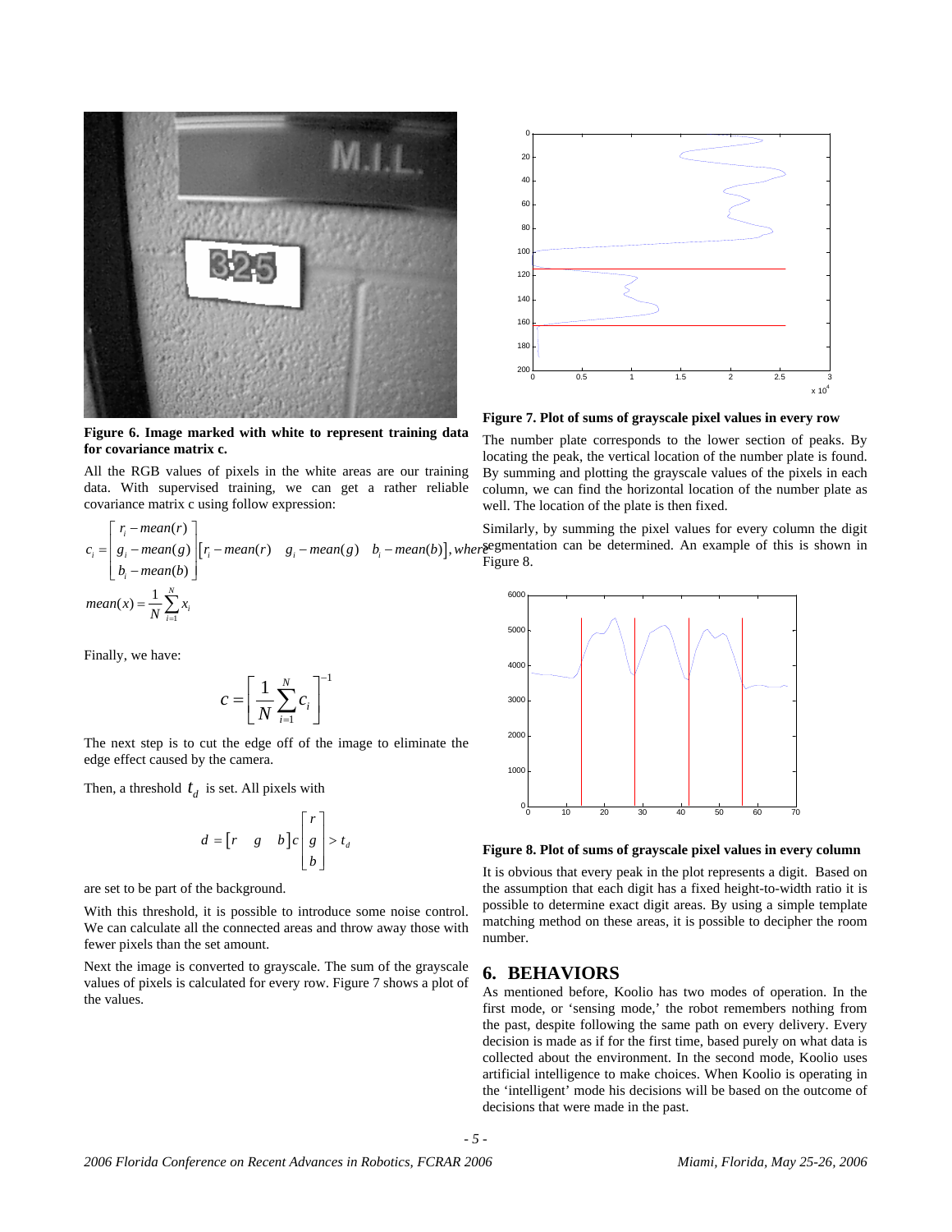Figure 6. Image marked with white to represent training data for covariance matrix c.

All the RGB values of pixels in the white areas are our training data. With supervised training, we can get a rather reliable covariance matrix c using follow expression:

$$c_i = \begin{bmatrix} r_i - mean(r) \\ g_i - mean(g) \\ b_i - mean(b) \end{bmatrix} \begin{bmatrix} r_i - mean(r) & g_i - mean(g) & b_i - mean(b) \end{bmatrix}, where$$

$$mean(x) = \frac{1}{N}\sum_{i=1}^{N} x_i$$

Finally, we have:

$$c = \left[ \frac{1}{N} \sum_{i=1}^{N} c_i \right]^{-1}$$

The next step is to cut the edge off of the image to eliminate the edge effect caused by the camera.

Then, a threshold $t_d$ is set. All pixels with

$$d = \begin{bmatrix} r & g & b \end{bmatrix} c \begin{bmatrix} r \\ g \\ b \end{bmatrix} > t_d$$

are set to be part of the background.

With this threshold, it is possible to introduce some noise control. We can calculate all the connected areas and throw away those with fewer pixels than the set amount.

Next the image is converted to grayscale. The sum of the grayscale values of pixels is calculated for every row. Figure 7 shows a plot of the values.

0
20
40
60
80
100
120
140
160
180
200
0 0.5 1 1.5 2 2.5 3
x 10^4

**Figure 7. Plot of sums of grayscale pixel values in every row**

The number plate corresponds to the lower section of peaks. By locating the peak, the vertical location of the number plate is found. By summing and plotting the grayscale values of the pixels in each column, we can find the horizontal location of the number plate as well. The location of the plate is then fixed.

Similarly, by summing the pixel values for every column the digit segmentation can be determined. An example of this is shown in Figure 8.

6000
5000
4000
3000
2000
1000
0
0 10 20 30 40 50 60 70

**Figure 8. Plot of sums of grayscale pixel values in every column**

It is obvious that every peak in the plot represents a digit. Based on the assumption that each digit has a fixed height-to-width ratio it is possible to determine exact digit areas. By using a simple template matching method on these areas, it is possible to decipher the room number.

# 6. BEHAVIORS

As mentioned before, Koolio has two modes of operation. In the first mode, or 'sensing mode,' the robot remembers nothing from the past, despite following the same path on every delivery. Every decision is made as if for the first time, based purely on what data is collected about the environment. In the second mode, Koolio uses artificial intelligence to make choices. When Koolio is operating in the 'intelligent' mode his decisions will be based on the outcome of decisions that were made in the past.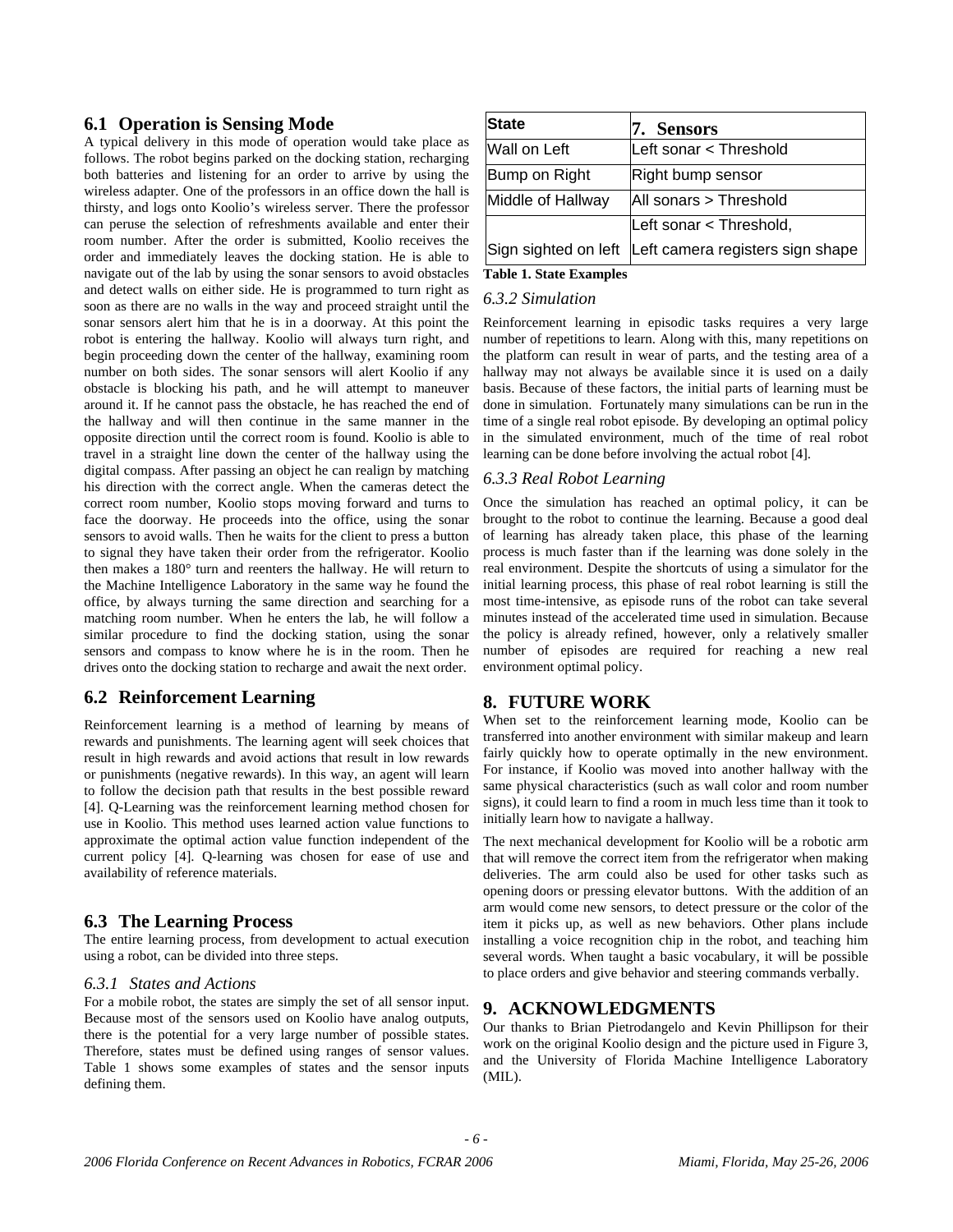## 6.1 Operation is Sensing Mode

A typical delivery in this mode of operation would take place as follows. The robot begins parked on the docking station, recharging both batteries and listening for an order to arrive by using the wireless adapter. One of the professors in an office down the hall is thirsty, and logs onto Koolio's wireless server. There the professor can peruse the selection of refreshments available and enter their room number. After the order is submitted, Koolio receives the order and immediately leaves the docking station. He is able to navigate out of the lab by using the sonar sensors to avoid obstacles and detect walls on either side. He is programmed to turn right as soon as there are no walls in the way and proceed straight until the sonar sensors alert him that he is in a doorway. At this point the robot is entering the hallway. Koolio will always turn right, and begin proceeding down the center of the hallway, examining room number on both sides. The sonar sensors will alert Koolio if any obstacle is blocking his path, and he will attempt to maneuver around it. If he cannot pass the obstacle, he has reached the end of the hallway and will then continue in the same manner in the opposite direction until the correct room is found. Koolio is able to travel in a straight line down the center of the hallway using the digital compass. After passing an object he can realign by matching his direction with the correct angle. When the cameras detect the correct room number, Koolio stops moving forward and turns to face the doorway. He proceeds into the office, using the sonar sensors to avoid walls. Then he waits for the client to press a button to signal they have taken their order from the refrigerator. Koolio then makes a 180° turn and reenters the hallway. He will return to the Machine Intelligence Laboratory in the same way he found the office, by always turning the same direction and searching for a matching room number. When he enters the lab, he will follow a similar procedure to find the docking station, using the sonar sensors and compass to know where he is in the room. Then he drives onto the docking station to recharge and await the next order.

## 6.2 Reinforcement Learning

Reinforcement learning is a method of learning by means of rewards and punishments. The learning agent will seek choices that result in high rewards and avoid actions that result in low rewards or punishments (negative rewards). In this way, an agent will learn to follow the decision path that results in the best possible reward [4]. Q-Learning was the reinforcement learning method chosen for use in Koolio. This method uses learned action value functions to approximate the optimal action value function independent of the current policy [4]. Q-learning was chosen for ease of use and availability of reference materials.

## 6.3 The Learning Process

The entire learning process, from development to actual execution using a robot, can be divided into three steps.

### 6.3.1 States and Actions

For a mobile robot, the states are simply the set of all sensor input. Because most of the sensors used on Koolio have analog outputs, there is the potential for a very large number of possible states. Therefore, states must be defined using ranges of sensor values. Table 1 shows some examples of states and the sensor inputs defining them.

| State | 7. Sensors |
|---|---|
| Wall on Left | Left sonar < Threshold |
| Bump on Right | Right bump sensor |
| Middle of Hallway | All sonars > Threshold |
| Sign sighted on left | Left sonar < Threshold, Left camera registers sign shape |

**Table 1. State Examples**

### 6.3.2 Simulation

Reinforcement learning in episodic tasks requires a very large number of repetitions to learn. Along with this, many repetitions on the platform can result in wear of parts, and the testing area of a hallway may not always be available since it is used on a daily basis. Because of these factors, the initial parts of learning must be done in simulation. Fortunately many simulations can be run in the time of a single real robot episode. By developing an optimal policy in the simulated environment, much of the time of real robot learning can be done before involving the actual robot [4].

### 6.3.3 Real Robot Learning

Once the simulation has reached an optimal policy, it can be brought to the robot to continue the learning. Because a good deal of learning has already taken place, this phase of the learning process is much faster than if the learning was done solely in the real environment. Despite the shortcuts of using a simulator for the initial learning process, this phase of real robot learning is still the most time-intensive, as episode runs of the robot can take several minutes instead of the accelerated time used in simulation. Because the policy is already refined, however, only a relatively smaller number of episodes are required for reaching a new real environment optimal policy.

# 8. FUTURE WORK

When set to the reinforcement learning mode, Koolio can be transferred into another environment with similar makeup and learn fairly quickly how to operate optimally in the new environment. For instance, if Koolio was moved into another hallway with the same physical characteristics (such as wall color and room number signs), it could learn to find a room in much less time than it took to initially learn how to navigate a hallway.

The next mechanical development for Koolio will be a robotic arm that will remove the correct item from the refrigerator when making deliveries. The arm could also be used for other tasks such as opening doors or pressing elevator buttons. With the addition of an arm would come new sensors, to detect pressure or the color of the item it picks up, as well as new behaviors. Other plans include installing a voice recognition chip in the robot, and teaching him several words. When taught a basic vocabulary, it will be possible to place orders and give behavior and steering commands verbally.

# 9. ACKNOWLEDGMENTS

Our thanks to Brian Pietrodangelo and Kevin Phillipson for their work on the original Koolio design and the picture used in Figure 3, and the University of Florida Machine Intelligence Laboratory (MIL).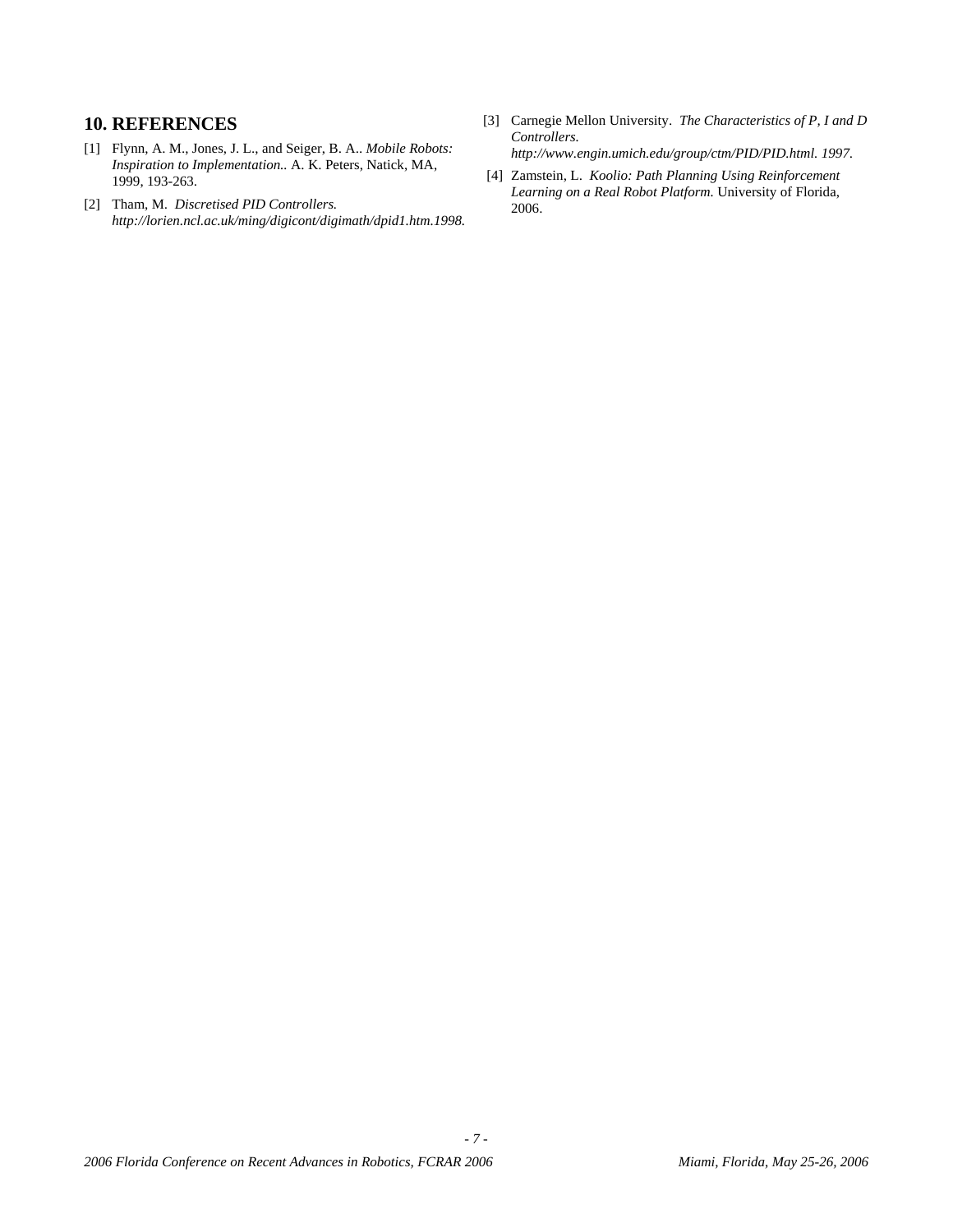## 10. REFERENCES

[1] Flynn, A. M., Jones, J. L., and Seiger, B. A.. *Mobile Robots: Inspiration to Implementation.*. A. K. Peters, Natick, MA, 1999, 193-263.

[2] Tham, M. *Discretised PID Controllers. http://lorien.ncl.ac.uk/ming/digicont/digimath/dpid1.htm.1998.*

[3] Carnegie Mellon University. *The Characteristics of P, I and D Controllers. http://www.engin.umich.edu/group/ctm/PID/PID.html. 1997.*

[4] Zamstein, L. *Koolio: Path Planning Using Reinforcement Learning on a Real Robot Platform.* University of Florida, 2006.